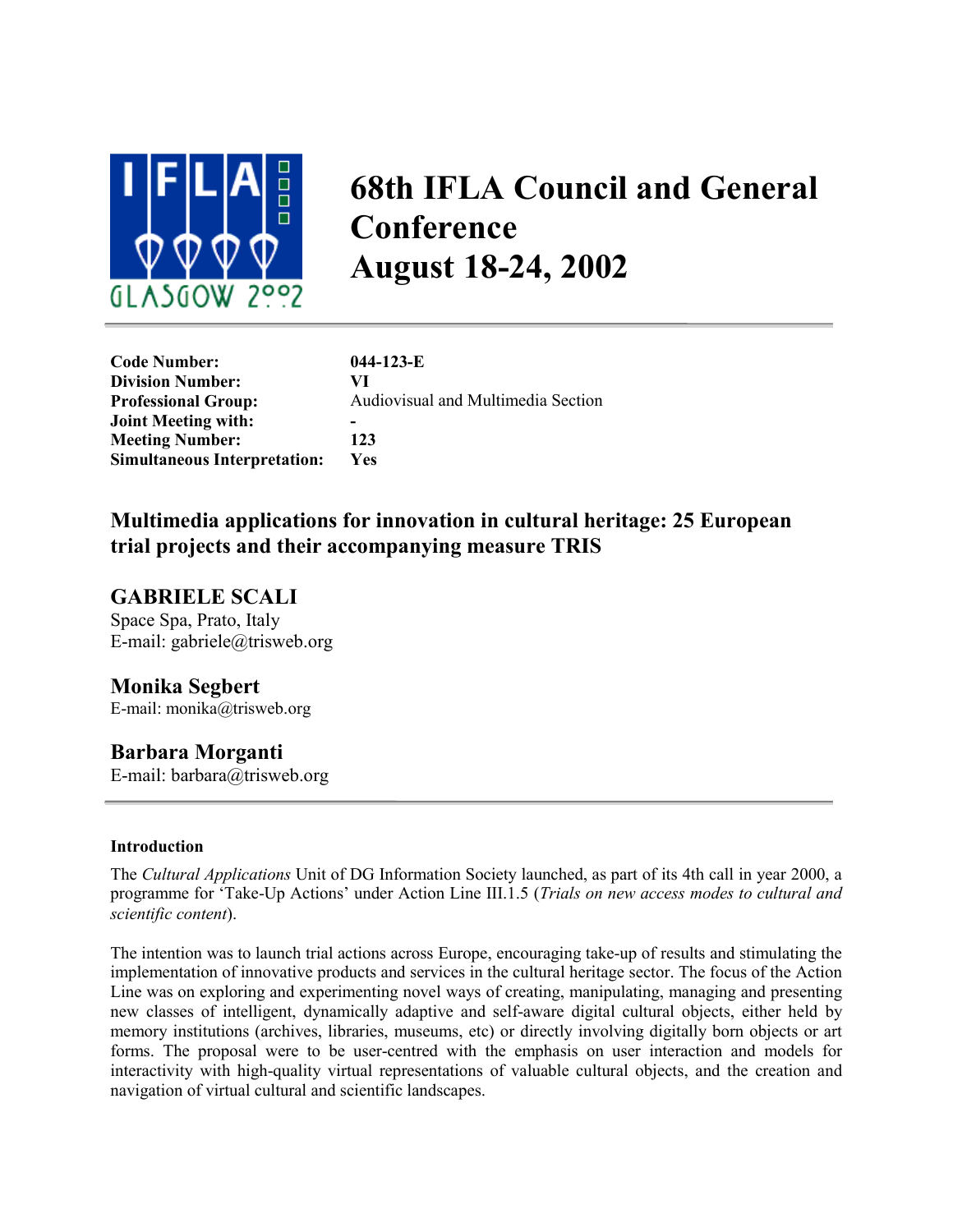# 68th IFLA Council and General Conference
# August 18-24, 2002

| | |
|---|---|
| **Code Number:** | **044-123-E** |
| **Division Number:** | **VI** |
| **Professional Group:** | Audiovisual and Multimedia Section |
| **Joint Meeting with:** | **-** |
| **Meeting Number:** | **123** |
| **Simultaneous Interpretation:** | **Yes** |

## Multimedia applications for innovation in cultural heritage: 25 European trial projects and their accompanying measure TRIS

### GABRIELE SCALI
Space Spa, Prato, Italy
E-mail: gabriele@trisweb.org

### Monika Segbert
E-mail: monika@trisweb.org

### Barbara Morganti
E-mail: barbara@trisweb.org

#### Introduction

The *Cultural Applications* Unit of DG Information Society launched, as part of its 4th call in year 2000, a programme for 'Take-Up Actions' under Action Line III.1.5 (*Trials on new access modes to cultural and scientific content*).

The intention was to launch trial actions across Europe, encouraging take-up of results and stimulating the implementation of innovative products and services in the cultural heritage sector. The focus of the Action Line was on exploring and experimenting novel ways of creating, manipulating, managing and presenting new classes of intelligent, dynamically adaptive and self-aware digital cultural objects, either held by memory institutions (archives, libraries, museums, etc) or directly involving digitally born objects or art forms. The proposal were to be user-centred with the emphasis on user interaction and models for interactivity with high-quality virtual representations of valuable cultural objects, and the creation and navigation of virtual cultural and scientific landscapes.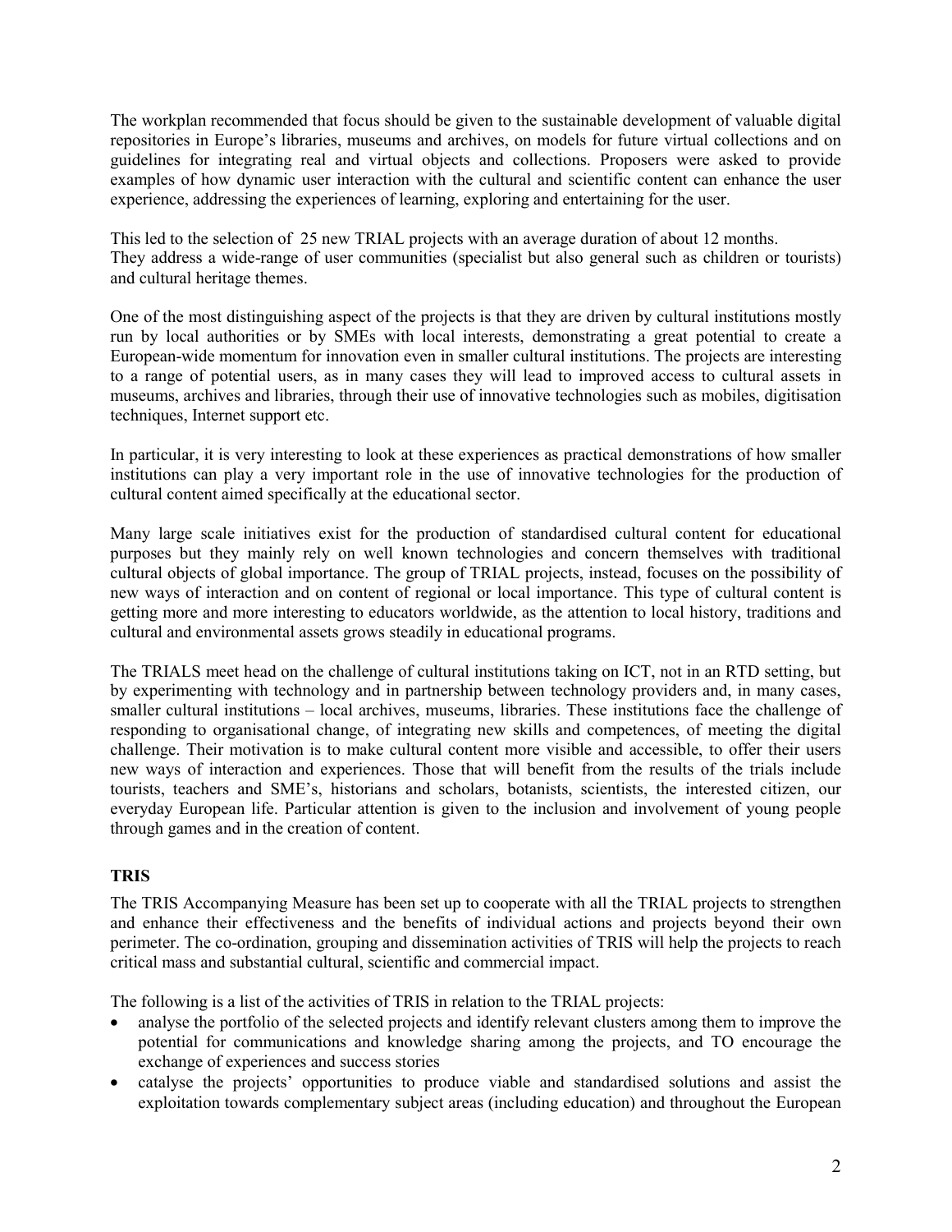The workplan recommended that focus should be given to the sustainable development of valuable digital repositories in Europe's libraries, museums and archives, on models for future virtual collections and on guidelines for integrating real and virtual objects and collections. Proposers were asked to provide examples of how dynamic user interaction with the cultural and scientific content can enhance the user experience, addressing the experiences of learning, exploring and entertaining for the user.

This led to the selection of 25 new TRIAL projects with an average duration of about 12 months. They address a wide-range of user communities (specialist but also general such as children or tourists) and cultural heritage themes.

One of the most distinguishing aspect of the projects is that they are driven by cultural institutions mostly run by local authorities or by SMEs with local interests, demonstrating a great potential to create a European-wide momentum for innovation even in smaller cultural institutions. The projects are interesting to a range of potential users, as in many cases they will lead to improved access to cultural assets in museums, archives and libraries, through their use of innovative technologies such as mobiles, digitisation techniques, Internet support etc.

In particular, it is very interesting to look at these experiences as practical demonstrations of how smaller institutions can play a very important role in the use of innovative technologies for the production of cultural content aimed specifically at the educational sector.

Many large scale initiatives exist for the production of standardised cultural content for educational purposes but they mainly rely on well known technologies and concern themselves with traditional cultural objects of global importance. The group of TRIAL projects, instead, focuses on the possibility of new ways of interaction and on content of regional or local importance. This type of cultural content is getting more and more interesting to educators worldwide, as the attention to local history, traditions and cultural and environmental assets grows steadily in educational programs.

The TRIALS meet head on the challenge of cultural institutions taking on ICT, not in an RTD setting, but by experimenting with technology and in partnership between technology providers and, in many cases, smaller cultural institutions – local archives, museums, libraries. These institutions face the challenge of responding to organisational change, of integrating new skills and competences, of meeting the digital challenge. Their motivation is to make cultural content more visible and accessible, to offer their users new ways of interaction and experiences. Those that will benefit from the results of the trials include tourists, teachers and SME's, historians and scholars, botanists, scientists, the interested citizen, our everyday European life. Particular attention is given to the inclusion and involvement of young people through games and in the creation of content.

## TRIS

The TRIS Accompanying Measure has been set up to cooperate with all the TRIAL projects to strengthen and enhance their effectiveness and the benefits of individual actions and projects beyond their own perimeter. The co-ordination, grouping and dissemination activities of TRIS will help the projects to reach critical mass and substantial cultural, scientific and commercial impact.

The following is a list of the activities of TRIS in relation to the TRIAL projects:

- analyse the portfolio of the selected projects and identify relevant clusters among them to improve the potential for communications and knowledge sharing among the projects, and TO encourage the exchange of experiences and success stories
- catalyse the projects' opportunities to produce viable and standardised solutions and assist the exploitation towards complementary subject areas (including education) and throughout the European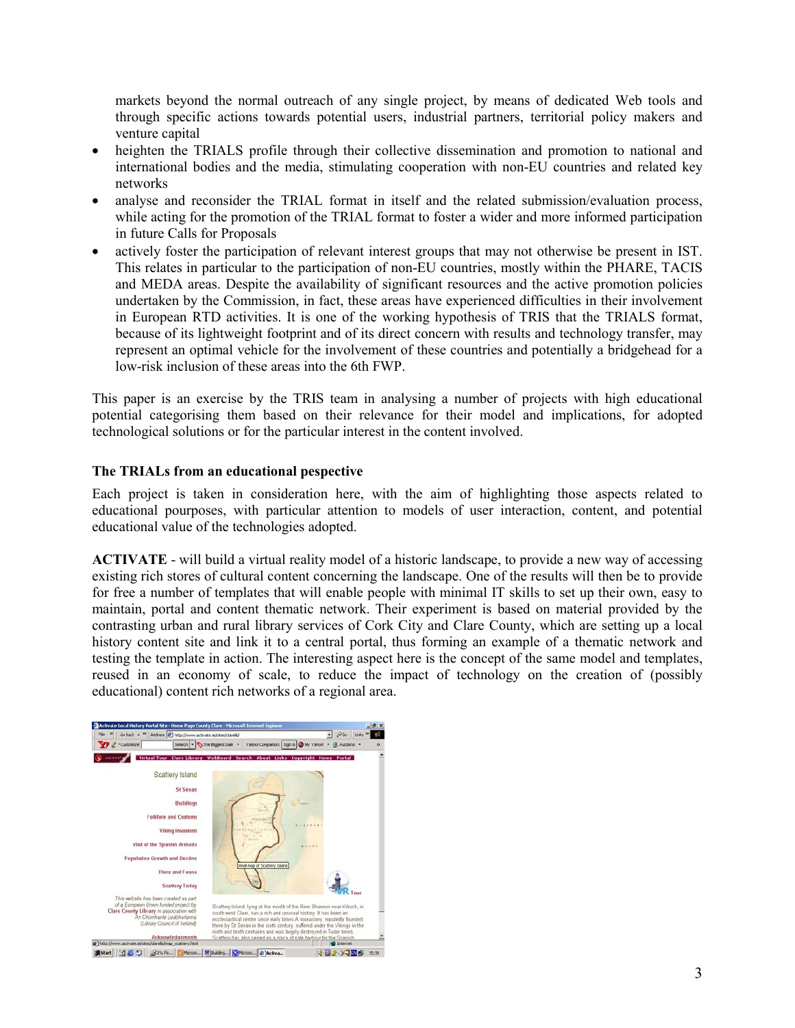markets beyond the normal outreach of any single project, by means of dedicated Web tools and through specific actions towards potential users, industrial partners, territorial policy makers and venture capital

- heighten the TRIALS profile through their collective dissemination and promotion to national and international bodies and the media, stimulating cooperation with non-EU countries and related key networks
- analyse and reconsider the TRIAL format in itself and the related submission/evaluation process, while acting for the promotion of the TRIAL format to foster a wider and more informed participation in future Calls for Proposals
- actively foster the participation of relevant interest groups that may not otherwise be present in IST. This relates in particular to the participation of non-EU countries, mostly within the PHARE, TACIS and MEDA areas. Despite the availability of significant resources and the active promotion policies undertaken by the Commission, in fact, these areas have experienced difficulties in their involvement in European RTD activities. It is one of the working hypothesis of TRIS that the TRIALS format, because of its lightweight footprint and of its direct concern with results and technology transfer, may represent an optimal vehicle for the involvement of these countries and potentially a bridgehead for a low-risk inclusion of these areas into the 6th FWP.

This paper is an exercise by the TRIS team in analysing a number of projects with high educational potential categorising them based on their relevance for their model and implications, for adopted technological solutions or for the particular interest in the content involved.

### The TRIALs from an educational pespective

Each project is taken in consideration here, with the aim of highlighting those aspects related to educational pourposes, with particular attention to models of user interaction, content, and potential educational value of the technologies adopted.

**ACTIVATE** - will build a virtual reality model of a historic landscape, to provide a new way of accessing existing rich stores of cultural content concerning the landscape. One of the results will then be to provide for free a number of templates that will enable people with minimal IT skills to set up their own, easy to maintain, portal and content thematic network. Their experiment is based on material provided by the contrasting urban and rural library services of Cork City and Clare County, which are setting up a local history content site and link it to a central portal, thus forming an example of a thematic network and testing the template in action. The interesting aspect here is the concept of the same model and templates, reused in an economy of scale, to reduce the impact of technology on the creation of (possibly educational) content rich networks of a regional area.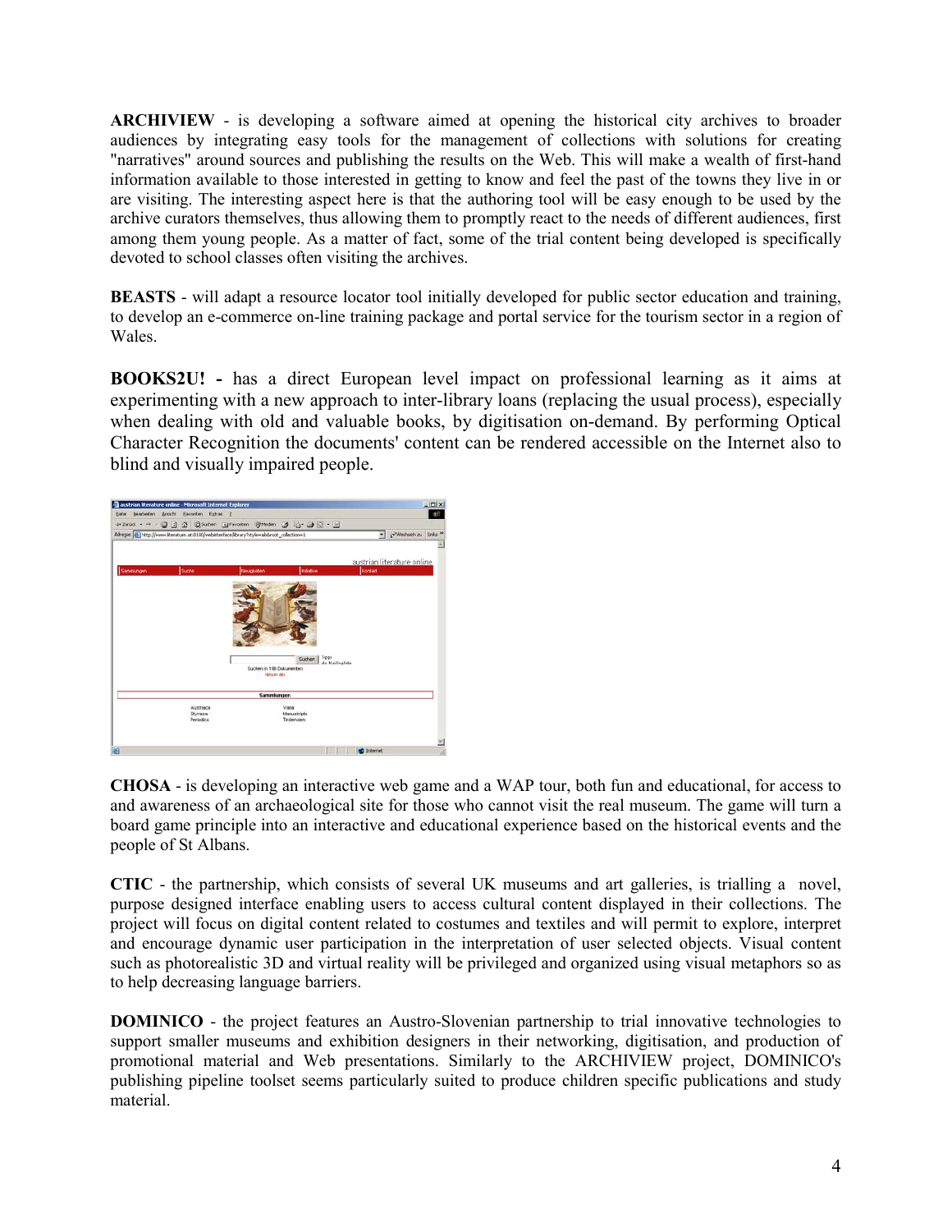**ARCHIVIEW** - is developing a software aimed at opening the historical city archives to broader audiences by integrating easy tools for the management of collections with solutions for creating "narratives" around sources and publishing the results on the Web. This will make a wealth of first-hand information available to those interested in getting to know and feel the past of the towns they live in or are visiting. The interesting aspect here is that the authoring tool will be easy enough to be used by the archive curators themselves, thus allowing them to promptly react to the needs of different audiences, first among them young people. As a matter of fact, some of the trial content being developed is specifically devoted to school classes often visiting the archives.

**BEASTS** - will adapt a resource locator tool initially developed for public sector education and training, to develop an e-commerce on-line training package and portal service for the tourism sector in a region of Wales.

**BOOKS2U! -** has a direct European level impact on professional learning as it aims at experimenting with a new approach to inter-library loans (replacing the usual process), especially when dealing with old and valuable books, by digitisation on-demand. By performing Optical Character Recognition the documents' content can be rendered accessible on the Internet also to blind and visually impaired people.

**CHOSA** - is developing an interactive web game and a WAP tour, both fun and educational, for access to and awareness of an archaeological site for those who cannot visit the real museum. The game will turn a board game principle into an interactive and educational experience based on the historical events and the people of St Albans.

**CTIC** - the partnership, which consists of several UK museums and art galleries, is trialling a novel, purpose designed interface enabling users to access cultural content displayed in their collections. The project will focus on digital content related to costumes and textiles and will permit to explore, interpret and encourage dynamic user participation in the interpretation of user selected objects. Visual content such as photorealistic 3D and virtual reality will be privileged and organized using visual metaphors so as to help decreasing language barriers.

**DOMINICO** - the project features an Austro-Slovenian partnership to trial innovative technologies to support smaller museums and exhibition designers in their networking, digitisation, and production of promotional material and Web presentations. Similarly to the ARCHIVIEW project, DOMINICO's publishing pipeline toolset seems particularly suited to produce children specific publications and study material.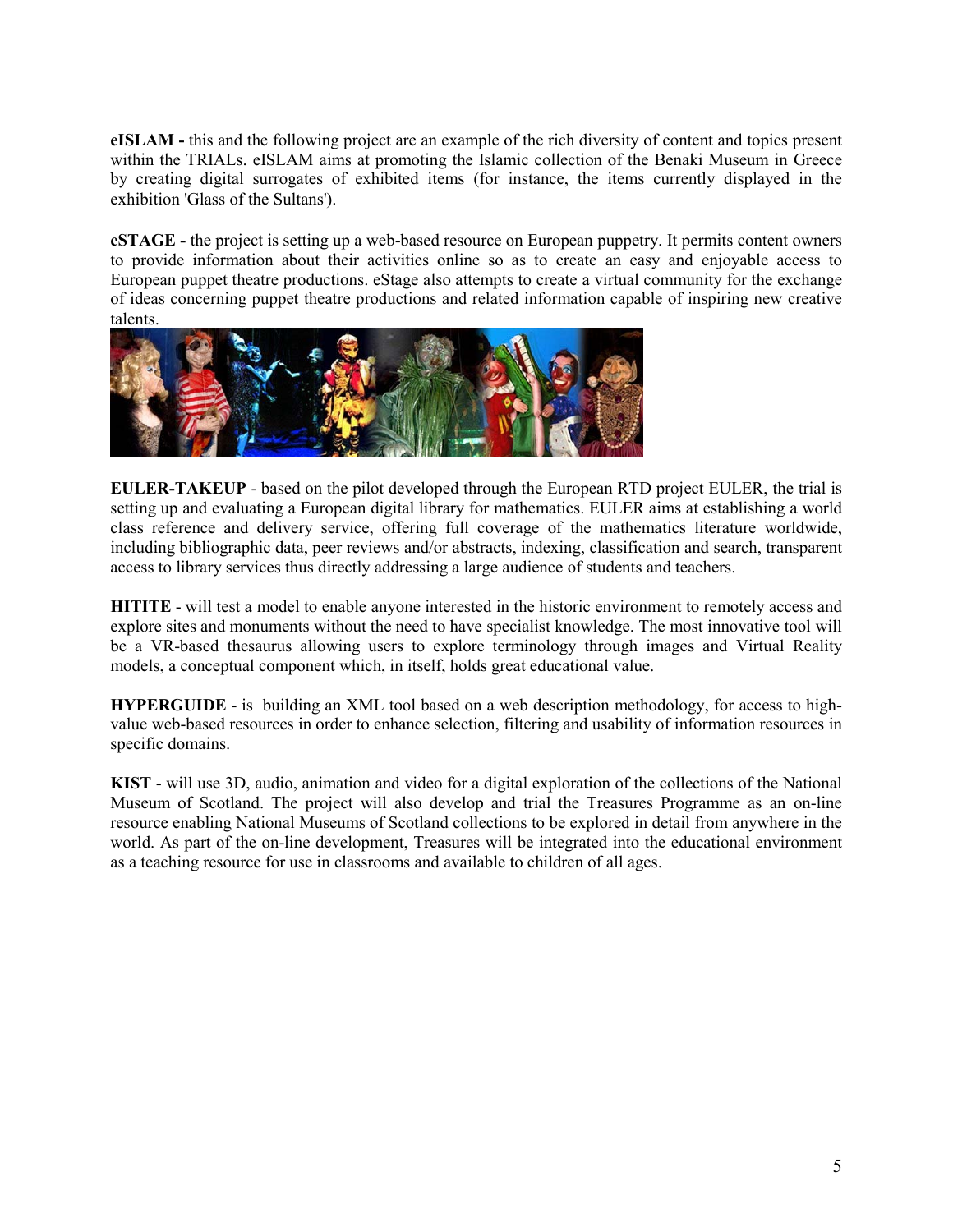**eISLAM -** this and the following project are an example of the rich diversity of content and topics present within the TRIALs. eISLAM aims at promoting the Islamic collection of the Benaki Museum in Greece by creating digital surrogates of exhibited items (for instance, the items currently displayed in the exhibition 'Glass of the Sultans').

**eSTAGE -** the project is setting up a web-based resource on European puppetry. It permits content owners to provide information about their activities online so as to create an easy and enjoyable access to European puppet theatre productions. eStage also attempts to create a virtual community for the exchange of ideas concerning puppet theatre productions and related information capable of inspiring new creative talents.

**EULER-TAKEUP** - based on the pilot developed through the European RTD project EULER, the trial is setting up and evaluating a European digital library for mathematics. EULER aims at establishing a world class reference and delivery service, offering full coverage of the mathematics literature worldwide, including bibliographic data, peer reviews and/or abstracts, indexing, classification and search, transparent access to library services thus directly addressing a large audience of students and teachers.

**HITITE** - will test a model to enable anyone interested in the historic environment to remotely access and explore sites and monuments without the need to have specialist knowledge. The most innovative tool will be a VR-based thesaurus allowing users to explore terminology through images and Virtual Reality models, a conceptual component which, in itself, holds great educational value.

**HYPERGUIDE** - is building an XML tool based on a web description methodology, for access to high-value web-based resources in order to enhance selection, filtering and usability of information resources in specific domains.

**KIST** - will use 3D, audio, animation and video for a digital exploration of the collections of the National Museum of Scotland. The project will also develop and trial the Treasures Programme as an on-line resource enabling National Museums of Scotland collections to be explored in detail from anywhere in the world. As part of the on-line development, Treasures will be integrated into the educational environment as a teaching resource for use in classrooms and available to children of all ages.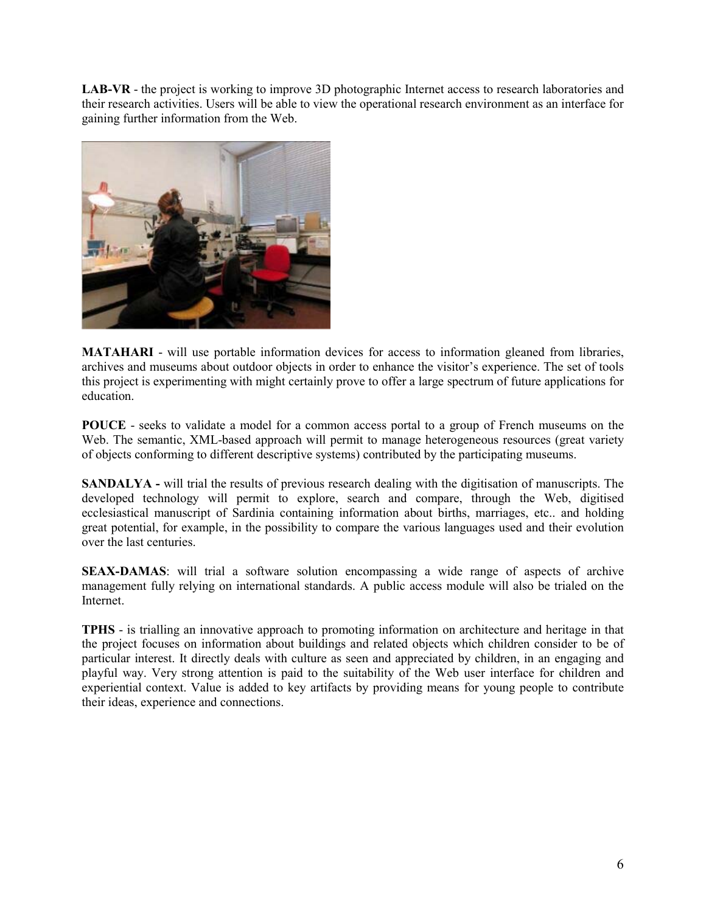**LAB-VR** - the project is working to improve 3D photographic Internet access to research laboratories and their research activities. Users will be able to view the operational research environment as an interface for gaining further information from the Web.

**MATAHARI** - will use portable information devices for access to information gleaned from libraries, archives and museums about outdoor objects in order to enhance the visitor's experience. The set of tools this project is experimenting with might certainly prove to offer a large spectrum of future applications for education.

**POUCE** - seeks to validate a model for a common access portal to a group of French museums on the Web. The semantic, XML-based approach will permit to manage heterogeneous resources (great variety of objects conforming to different descriptive systems) contributed by the participating museums.

**SANDALYA -** will trial the results of previous research dealing with the digitisation of manuscripts. The developed technology will permit to explore, search and compare, through the Web, digitised ecclesiastical manuscript of Sardinia containing information about births, marriages, etc.. and holding great potential, for example, in the possibility to compare the various languages used and their evolution over the last centuries.

**SEAX-DAMAS**: will trial a software solution encompassing a wide range of aspects of archive management fully relying on international standards. A public access module will also be trialed on the Internet.

**TPHS** - is trialling an innovative approach to promoting information on architecture and heritage in that the project focuses on information about buildings and related objects which children consider to be of particular interest. It directly deals with culture as seen and appreciated by children, in an engaging and playful way. Very strong attention is paid to the suitability of the Web user interface for children and experiential context. Value is added to key artifacts by providing means for young people to contribute their ideas, experience and connections.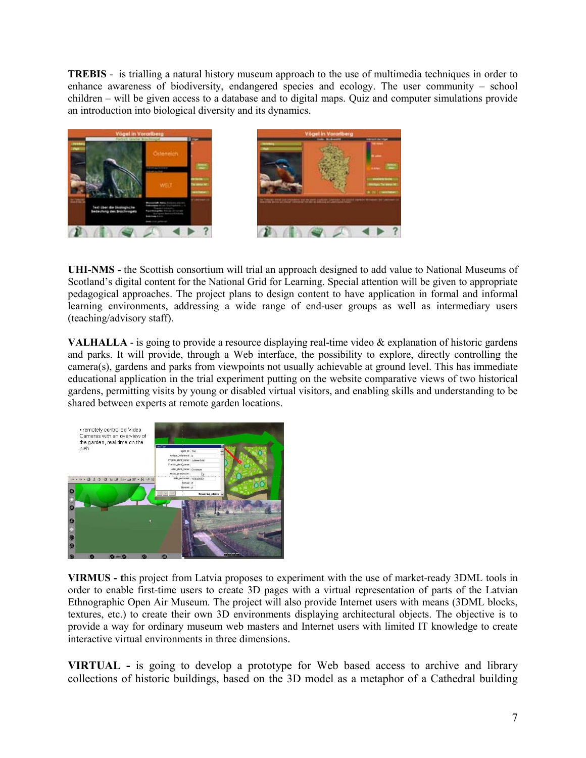**TREBIS** - is trialling a natural history museum approach to the use of multimedia techniques in order to enhance awareness of biodiversity, endangered species and ecology. The user community – school children – will be given access to a database and to digital maps. Quiz and computer simulations provide an introduction into biological diversity and its dynamics.

**UHI-NMS -** the Scottish consortium will trial an approach designed to add value to National Museums of Scotland's digital content for the National Grid for Learning. Special attention will be given to appropriate pedagogical approaches. The project plans to design content to have application in formal and informal learning environments, addressing a wide range of end-user groups as well as intermediary users (teaching/advisory staff).

**VALHALLA** - is going to provide a resource displaying real-time video & explanation of historic gardens and parks. It will provide, through a Web interface, the possibility to explore, directly controlling the camera(s), gardens and parks from viewpoints not usually achievable at ground level. This has immediate educational application in the trial experiment putting on the website comparative views of two historical gardens, permitting visits by young or disabled virtual visitors, and enabling skills and understanding to be shared between experts at remote garden locations.

**VIRMUS - t**his project from Latvia proposes to experiment with the use of market-ready 3DML tools in order to enable first-time users to create 3D pages with a virtual representation of parts of the Latvian Ethnographic Open Air Museum. The project will also provide Internet users with means (3DML blocks, textures, etc.) to create their own 3D environments displaying architectural objects. The objective is to provide a way for ordinary museum web masters and Internet users with limited IT knowledge to create interactive virtual environments in three dimensions.

**VIRTUAL -** is going to develop a prototype for Web based access to archive and library collections of historic buildings, based on the 3D model as a metaphor of a Cathedral building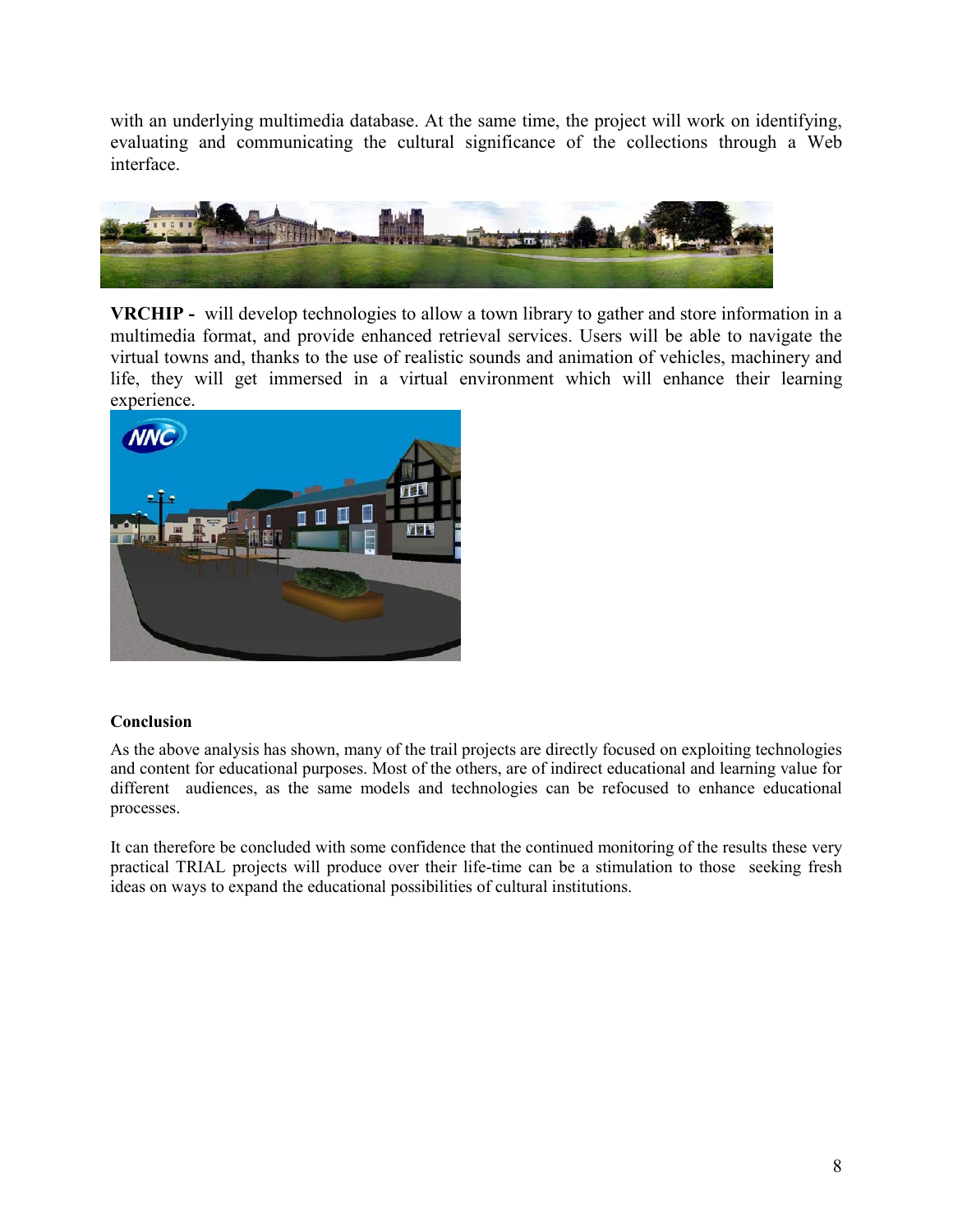with an underlying multimedia database. At the same time, the project will work on identifying, evaluating and communicating the cultural significance of the collections through a Web interface.

**VRCHIP -** will develop technologies to allow a town library to gather and store information in a multimedia format, and provide enhanced retrieval services. Users will be able to navigate the virtual towns and, thanks to the use of realistic sounds and animation of vehicles, machinery and life, they will get immersed in a virtual environment which will enhance their learning experience.

**Conclusion**

As the above analysis has shown, many of the trail projects are directly focused on exploiting technologies and content for educational purposes. Most of the others, are of indirect educational and learning value for different audiences, as the same models and technologies can be refocused to enhance educational processes.

It can therefore be concluded with some confidence that the continued monitoring of the results these very practical TRIAL projects will produce over their life-time can be a stimulation to those seeking fresh ideas on ways to expand the educational possibilities of cultural institutions.